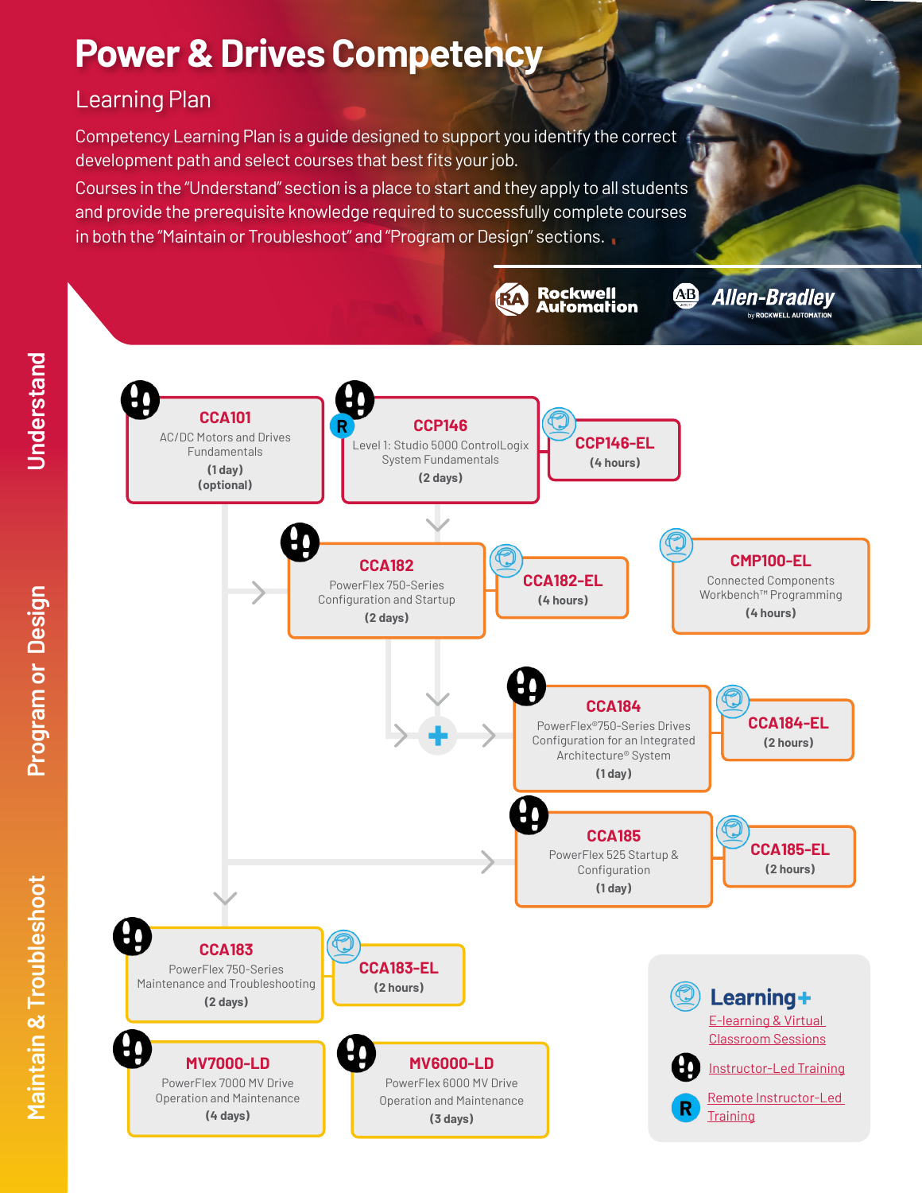# Power & Drives Competency

## Learning Plan

Competency Learning Plan is a guide designed to support you identify the correct development path and select courses that best fits your job.

Courses in the "Understand" section is a place to start and they apply to all students and provide the prerequisite knowledge required to successfully complete courses in both the "Maintain or Troubleshoot" and "Program or Design" sections.

Rockwell Automation

Allen-Bradley by ROCKWELL AUTOMATION

## Understand

**CCA101**
AC/DC Motors and Drives Fundamentals
**(1 day)**
**(optional)**

**CCP146**
Level 1: Studio 5000 ControlLogix System Fundamentals
**(2 days)**

**CCP146-EL**
**(4 hours)**

## Program or Design

**CCA182**
PowerFlex 750-Series Configuration and Startup
**(2 days)**

**CCA182-EL**
**(4 hours)**

**CMP100-EL**
Connected Components Workbench™ Programming
**(4 hours)**

**CCA184**
PowerFlex®750-Series Drives Configuration for an Integrated Architecture® System
**(1 day)**

**CCA184-EL**
**(2 hours)**

**CCA185**
PowerFlex 525 Startup & Configuration
**(1 day)**

**CCA185-EL**
**(2 hours)**

## Maintain & Troubleshoot

**CCA183**
PowerFlex 750-Series Maintenance and Troubleshooting
**(2 days)**

**CCA183-EL**
**(2 hours)**

**MV7000-LD**
PowerFlex 7000 MV Drive Operation and Maintenance
**(4 days)**

**MV6000-LD**
PowerFlex 6000 MV Drive Operation and Maintenance
**(3 days)**

**Learning+**

- E-learning & Virtual Classroom Sessions
- Instructor-Led Training
- R: Remote Instructor-Led Training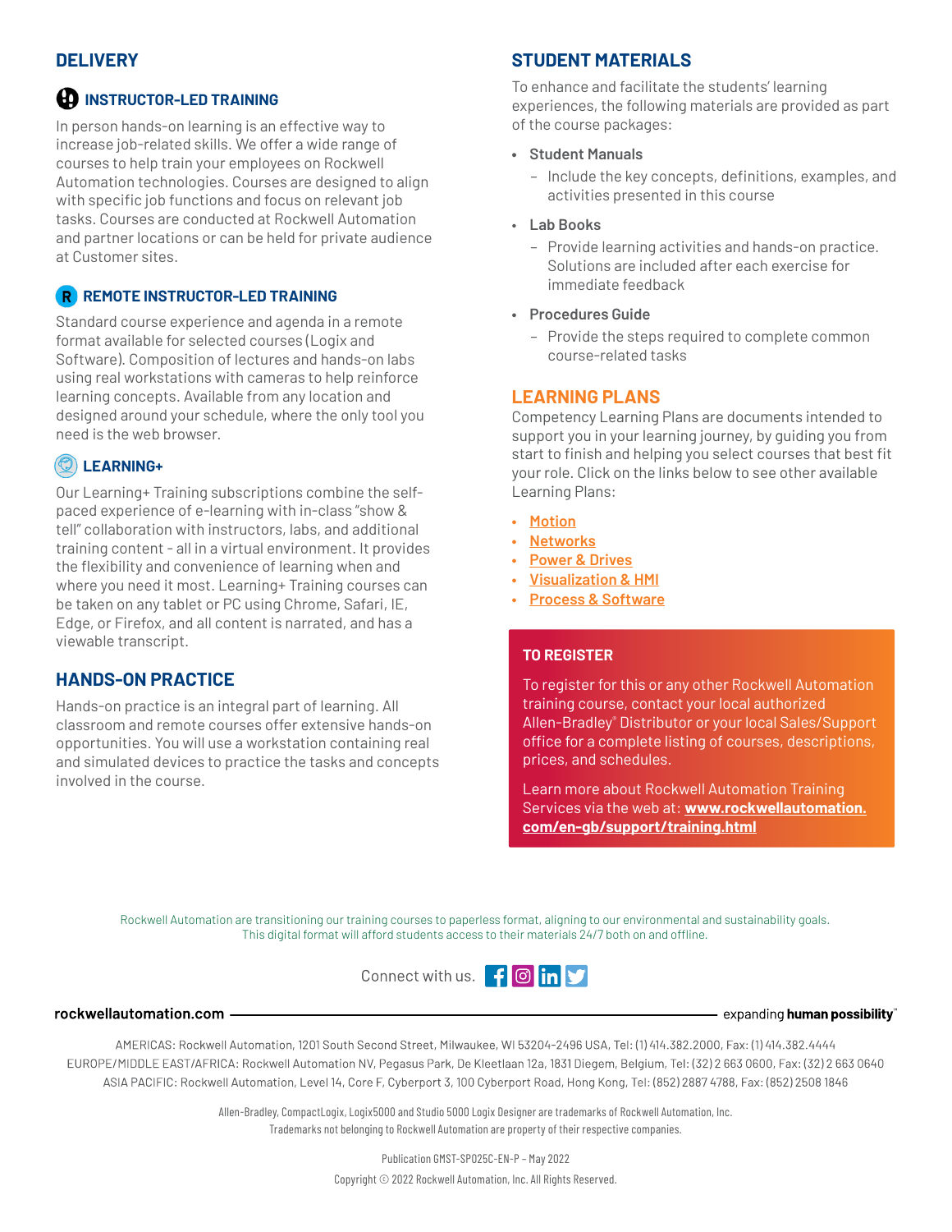## DELIVERY

### INSTRUCTOR-LED TRAINING

In person hands-on learning is an effective way to increase job-related skills. We offer a wide range of courses to help train your employees on Rockwell Automation technologies. Courses are designed to align with specific job functions and focus on relevant job tasks. Courses are conducted at Rockwell Automation and partner locations or can be held for private audience at Customer sites.

### REMOTE INSTRUCTOR-LED TRAINING

Standard course experience and agenda in a remote format available for selected courses (Logix and Software). Composition of lectures and hands-on labs using real workstations with cameras to help reinforce learning concepts. Available from any location and designed around your schedule, where the only tool you need is the web browser.

### LEARNING+

Our Learning+ Training subscriptions combine the self-paced experience of e-learning with in-class "show & tell" collaboration with instructors, labs, and additional training content - all in a virtual environment. It provides the flexibility and convenience of learning when and where you need it most. Learning+ Training courses can be taken on any tablet or PC using Chrome, Safari, IE, Edge, or Firefox, and all content is narrated, and has a viewable transcript.

## HANDS-ON PRACTICE

Hands-on practice is an integral part of learning. All classroom and remote courses offer extensive hands-on opportunities. You will use a workstation containing real and simulated devices to practice the tasks and concepts involved in the course.

## STUDENT MATERIALS

To enhance and facilitate the students' learning experiences, the following materials are provided as part of the course packages:

- Student Manuals
  - Include the key concepts, definitions, examples, and activities presented in this course
- Lab Books
  - Provide learning activities and hands-on practice. Solutions are included after each exercise for immediate feedback
- Procedures Guide
  - Provide the steps required to complete common course-related tasks

## LEARNING PLANS

Competency Learning Plans are documents intended to support you in your learning journey, by guiding you from start to finish and helping you select courses that best fit your role. Click on the links below to see other available Learning Plans:

- Motion
- Networks
- Power & Drives
- Visualization & HMI
- Process & Software

### TO REGISTER

To register for this or any other Rockwell Automation training course, contact your local authorized Allen-Bradley® Distributor or your local Sales/Support office for a complete listing of courses, descriptions, prices, and schedules.

Learn more about Rockwell Automation Training Services via the web at: **www.rockwellautomation.com/en-gb/support/training.html**

Rockwell Automation are transitioning our training courses to paperless format, aligning to our environmental and sustainability goals. This digital format will afford students access to their materials 24/7 both on and offline.

Connect with us.

rockwellautomation.com — expanding **human possibility**™

AMERICAS: Rockwell Automation, 1201 South Second Street, Milwaukee, WI 53204-2496 USA, Tel: (1) 414.382.2000, Fax: (1) 414.382.4444
EUROPE/MIDDLE EAST/AFRICA: Rockwell Automation NV, Pegasus Park, De Kleetlaan 12a, 1831 Diegem, Belgium, Tel: (32) 2 663 0600, Fax: (32) 2 663 0640
ASIA PACIFIC: Rockwell Automation, Level 14, Core F, Cyberport 3, 100 Cyberport Road, Hong Kong, Tel: (852) 2887 4788, Fax: (852) 2508 1846

Allen-Bradley, CompactLogix, Logix5000 and Studio 5000 Logix Designer are trademarks of Rockwell Automation, Inc.
Trademarks not belonging to Rockwell Automation are property of their respective companies.

Publication GMST-SP025C-EN-P - May 2022

Copyright © 2022 Rockwell Automation, Inc. All Rights Reserved.